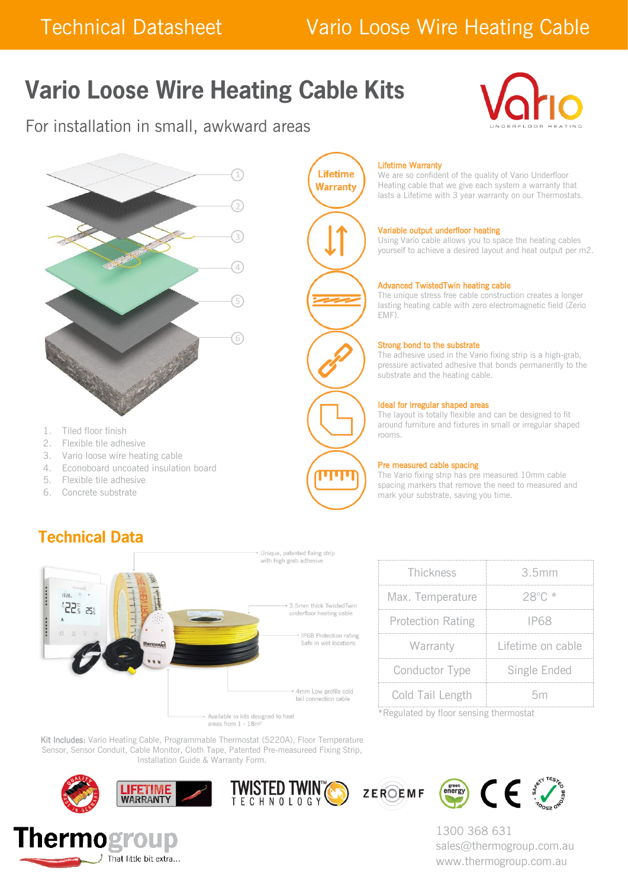# Vario Loose Wire Heating Cable Kits

For installation in small, awkward areas

1. Tiled floor finish
2. Flexible tile adhesive
3. Vario loose wire heating cable
4. Econoboard uncoated insulation board
5. Flexible tile adhesive
6. Concrete substrate

**Lifetime Warranty**
We are so confident of the quality of Vario Underfloor Heating cable that we give each system a warranty that lasts a Lifetime with 3 year warranty on our Thermostats.

**Variable output underfloor heating**
Using Vario cable allows you to space the heating cables yourself to achieve a desired layout and heat output per m2.

**Advanced TwistedTwin heating cable**
The unique stress free cable construction creates a longer lasting heating cable with zero electromagnetic field (Zerio EMF).

**Strong bond to the substrate**
The adhesive used in the Vario fixing strip is a high-grab, pressure activated adhesive that bonds permanently to the substrate and the heating cable.

**Ideal for irregular shaped areas**
The layout is totally flexible and can be designed to fit around furniture and fixtures in small or irregular shaped rooms.

**Pre measured cable spacing**
The Vario fixing strip has pre measured 10mm cable spacing markers that remove the need to measured and mark your substrate, saving you time.

## Technical Data

- Unique, patented fixing strip with high grab adhesive
- 3.5mm thick TwistedTwin underfloor heating cable
- IP68 Protection rating Safe in wet locations
- 4mm Low profile cold tail connection cable
- Available in kits designed to heat areas from 1 - 18m²

| | |
|---|---|
| Thickness | 3.5mm |
| Max. Temperature | 28°C * |
| Protection Rating | IP68 |
| Warranty | Lifetime on cable |
| Conductor Type | Single Ended |
| Cold Tail Length | 5m |

*Regulated by floor sensing thermostat

**Kit Includes:** Vario Heating Cable, Programmable Thermostat (5220A), Floor Temperature Sensor, Sensor Conduit, Cable Monitor, Cloth Tape, Patented Pre-measureed Fixing Strip, Installation Guide & Warranty Form.

Thermogroup – That little bit extra...

1300 368 631
sales@thermogroup.com.au
www.thermogroup.com.au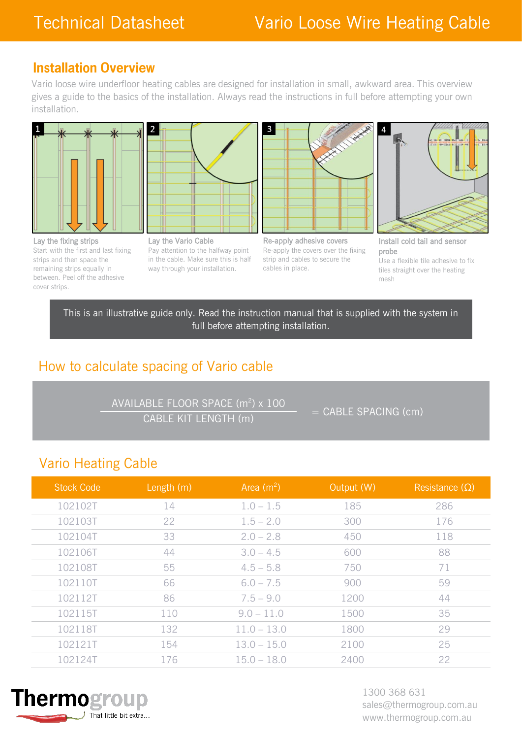## Installation Overview

Vario loose wire underfloor heating cables are designed for installation in small, awkward area. This overview gives a guide to the basics of the installation. Always read the instructions in full before attempting your own installation.

**1 Lay the fixing strips**
Start with the first and last fixing strips and then space the remaining strips equally in between. Peel off the adhesive cover strips.

**2 Lay the Vario Cable**
Pay attention to the halfway point in the cable. Make sure this is half way through your installation.

**3 Re-apply adhesive covers**
Re-apply the covers over the fixing strip and cables to secure the cables in place.

**4 Install cold tail and sensor probe**
Use a flexible tile adhesive to fix tiles straight over the heating mesh

This is an illustrative guide only. Read the instruction manual that is supplied with the system in full before attempting installation.

## How to calculate spacing of Vario cable

$$\frac{\text{AVAILABLE FLOOR SPACE (m}^2\text{) x 100}}{\text{CABLE KIT LENGTH (m)}} = \text{CABLE SPACING (cm)}$$

## Vario Heating Cable

| Stock Code | Length (m) | Area (m²) | Output (W) | Resistance (Ω) |
|---|---|---|---|---|
| 102102T | 14 | 1.0 – 1.5 | 185 | 286 |
| 102103T | 22 | 1.5 – 2.0 | 300 | 176 |
| 102104T | 33 | 2.0 – 2.8 | 450 | 118 |
| 102106T | 44 | 3.0 – 4.5 | 600 | 88 |
| 102108T | 55 | 4.5 – 5.8 | 750 | 71 |
| 102110T | 66 | 6.0 – 7.5 | 900 | 59 |
| 102112T | 86 | 7.5 – 9.0 | 1200 | 44 |
| 102115T | 110 | 9.0 – 11.0 | 1500 | 35 |
| 102118T | 132 | 11.0 – 13.0 | 1800 | 29 |
| 102121T | 154 | 13.0 – 15.0 | 2100 | 25 |
| 102124T | 176 | 15.0 – 18.0 | 2400 | 22 |

Thermogroup
That little bit extra...

1300 368 631
sales@thermogroup.com.au
www.thermogroup.com.au